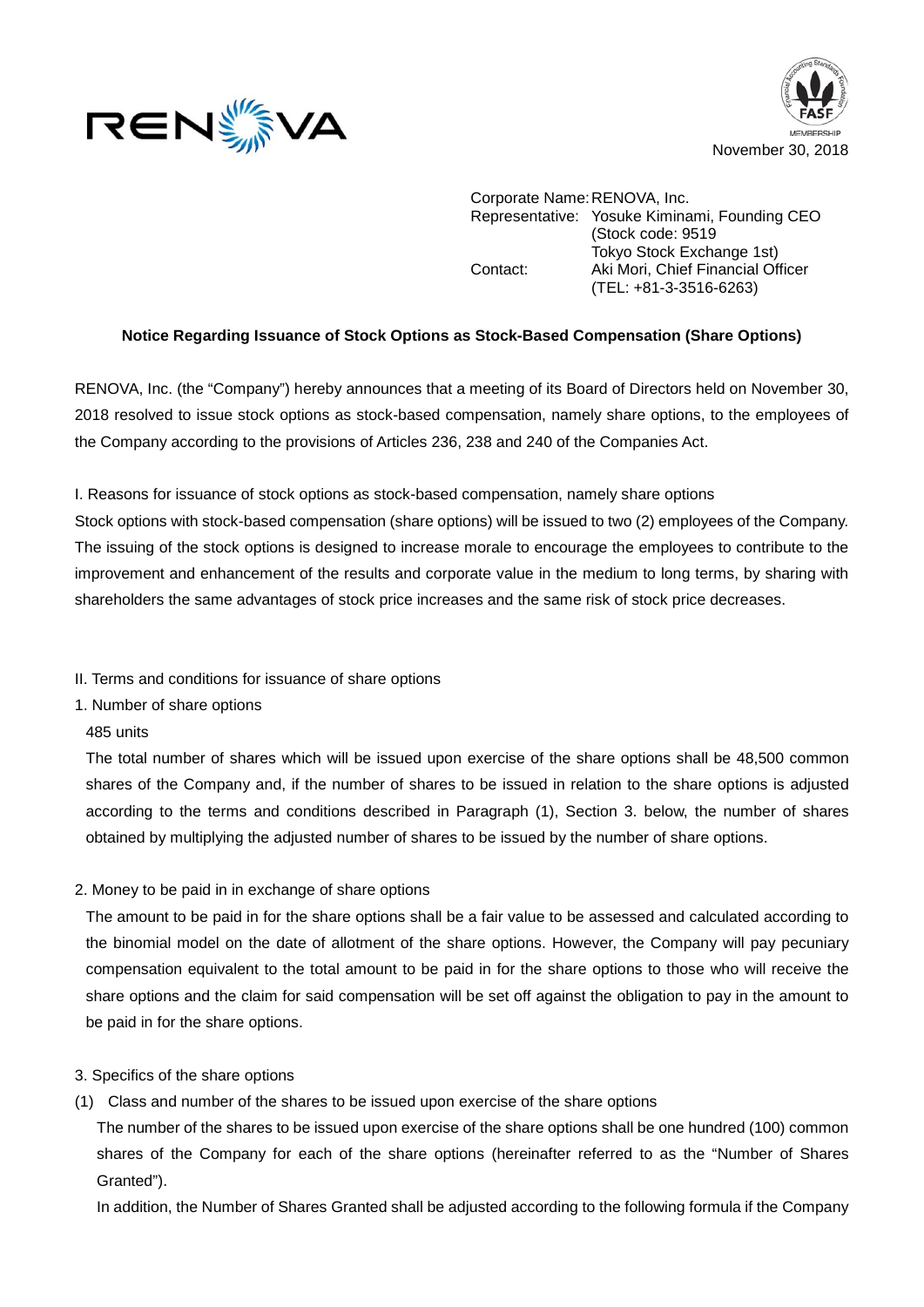November 30, 2018

Corporate Name: RENOVA, Inc.
Representative: Yosuke Kiminami, Founding CEO
(Stock code: 9519
Tokyo Stock Exchange 1st)
Contact: Aki Mori, Chief Financial Officer
(TEL: +81-3-3516-6263)

**Notice Regarding Issuance of Stock Options as Stock-Based Compensation (Share Options)**

RENOVA, Inc. (the "Company") hereby announces that a meeting of its Board of Directors held on November 30, 2018 resolved to issue stock options as stock-based compensation, namely share options, to the employees of the Company according to the provisions of Articles 236, 238 and 240 of the Companies Act.

I. Reasons for issuance of stock options as stock-based compensation, namely share options

Stock options with stock-based compensation (share options) will be issued to two (2) employees of the Company. The issuing of the stock options is designed to increase morale to encourage the employees to contribute to the improvement and enhancement of the results and corporate value in the medium to long terms, by sharing with shareholders the same advantages of stock price increases and the same risk of stock price decreases.

II. Terms and conditions for issuance of share options

1. Number of share options

485 units

The total number of shares which will be issued upon exercise of the share options shall be 48,500 common shares of the Company and, if the number of shares to be issued in relation to the share options is adjusted according to the terms and conditions described in Paragraph (1), Section 3. below, the number of shares obtained by multiplying the adjusted number of shares to be issued by the number of share options.

2. Money to be paid in in exchange of share options

The amount to be paid in for the share options shall be a fair value to be assessed and calculated according to the binomial model on the date of allotment of the share options. However, the Company will pay pecuniary compensation equivalent to the total amount to be paid in for the share options to those who will receive the share options and the claim for said compensation will be set off against the obligation to pay in the amount to be paid in for the share options.

3. Specifics of the share options

(1) Class and number of the shares to be issued upon exercise of the share options

The number of the shares to be issued upon exercise of the share options shall be one hundred (100) common shares of the Company for each of the share options (hereinafter referred to as the "Number of Shares Granted").

In addition, the Number of Shares Granted shall be adjusted according to the following formula if the Company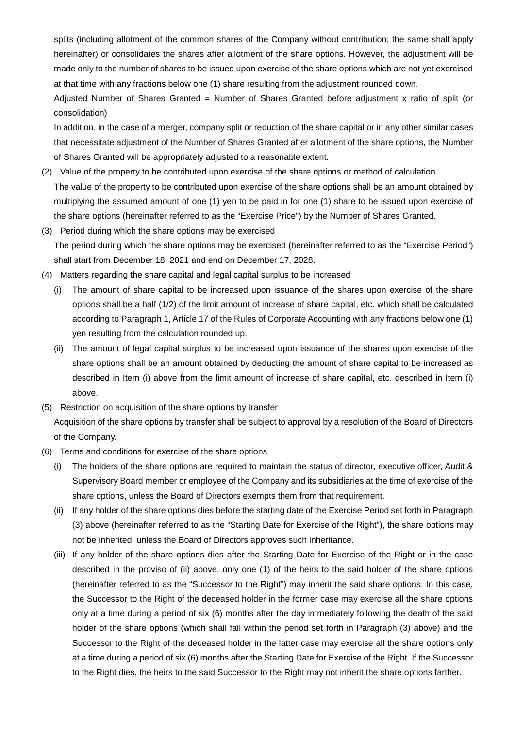splits (including allotment of the common shares of the Company without contribution; the same shall apply hereinafter) or consolidates the shares after allotment of the share options. However, the adjustment will be made only to the number of shares to be issued upon exercise of the share options which are not yet exercised at that time with any fractions below one (1) share resulting from the adjustment rounded down.

Adjusted Number of Shares Granted = Number of Shares Granted before adjustment x ratio of split (or consolidation)

In addition, in the case of a merger, company split or reduction of the share capital or in any other similar cases that necessitate adjustment of the Number of Shares Granted after allotment of the share options, the Number of Shares Granted will be appropriately adjusted to a reasonable extent.

(2) Value of the property to be contributed upon exercise of the share options or method of calculation

The value of the property to be contributed upon exercise of the share options shall be an amount obtained by multiplying the assumed amount of one (1) yen to be paid in for one (1) share to be issued upon exercise of the share options (hereinafter referred to as the "Exercise Price") by the Number of Shares Granted.

(3) Period during which the share options may be exercised

The period during which the share options may be exercised (hereinafter referred to as the "Exercise Period") shall start from December 18, 2021 and end on December 17, 2028.

(4) Matters regarding the share capital and legal capital surplus to be increased

(i) The amount of share capital to be increased upon issuance of the shares upon exercise of the share options shall be a half (1/2) of the limit amount of increase of share capital, etc. which shall be calculated according to Paragraph 1, Article 17 of the Rules of Corporate Accounting with any fractions below one (1) yen resulting from the calculation rounded up.

(ii) The amount of legal capital surplus to be increased upon issuance of the shares upon exercise of the share options shall be an amount obtained by deducting the amount of share capital to be increased as described in Item (i) above from the limit amount of increase of share capital, etc. described in Item (i) above.

(5) Restriction on acquisition of the share options by transfer

Acquisition of the share options by transfer shall be subject to approval by a resolution of the Board of Directors of the Company.

(6) Terms and conditions for exercise of the share options

(i) The holders of the share options are required to maintain the status of director, executive officer, Audit & Supervisory Board member or employee of the Company and its subsidiaries at the time of exercise of the share options, unless the Board of Directors exempts them from that requirement.

(ii) If any holder of the share options dies before the starting date of the Exercise Period set forth in Paragraph (3) above (hereinafter referred to as the "Starting Date for Exercise of the Right"), the share options may not be inherited, unless the Board of Directors approves such inheritance.

(iii) If any holder of the share options dies after the Starting Date for Exercise of the Right or in the case described in the proviso of (ii) above, only one (1) of the heirs to the said holder of the share options (hereinafter referred to as the "Successor to the Right") may inherit the said share options. In this case, the Successor to the Right of the deceased holder in the former case may exercise all the share options only at a time during a period of six (6) months after the day immediately following the death of the said holder of the share options (which shall fall within the period set forth in Paragraph (3) above) and the Successor to the Right of the deceased holder in the latter case may exercise all the share options only at a time during a period of six (6) months after the Starting Date for Exercise of the Right. If the Successor to the Right dies, the heirs to the said Successor to the Right may not inherit the share options farther.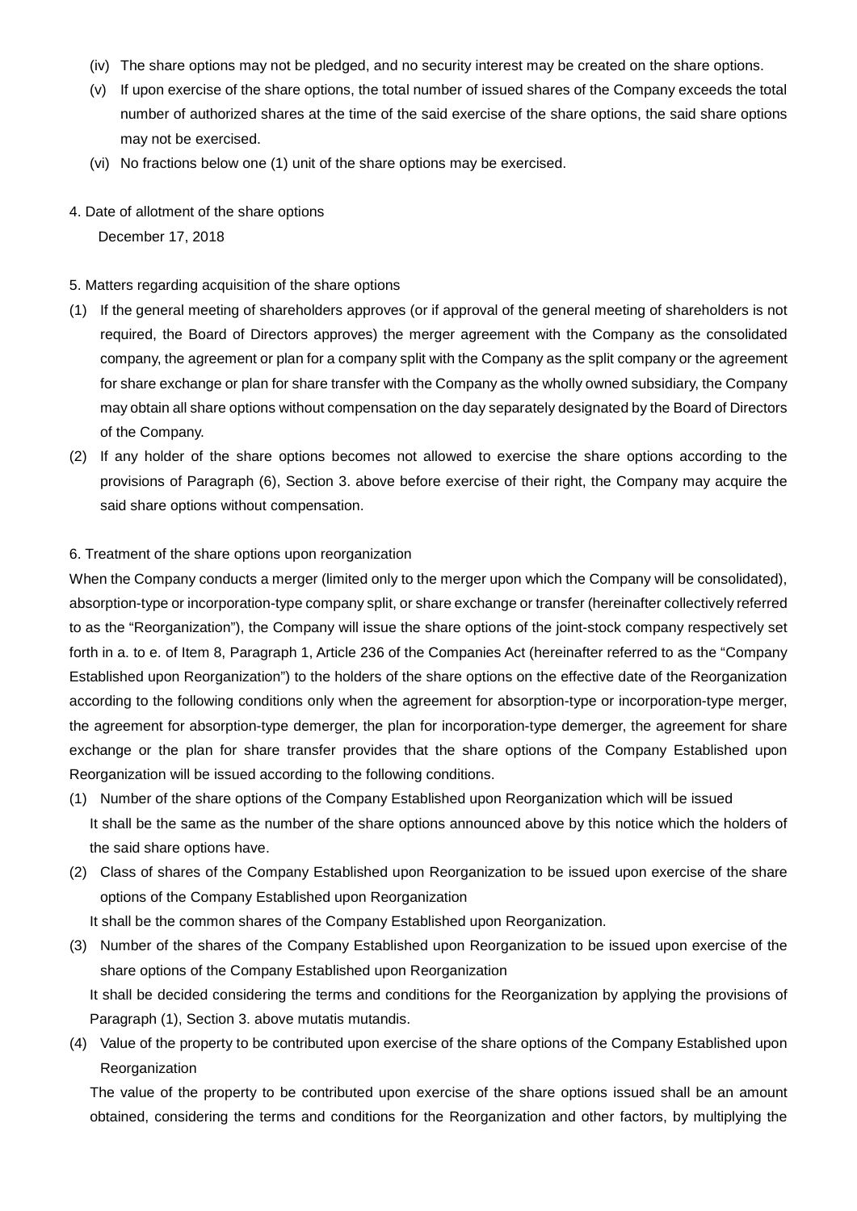(iv) The share options may not be pledged, and no security interest may be created on the share options.

(v) If upon exercise of the share options, the total number of issued shares of the Company exceeds the total number of authorized shares at the time of the said exercise of the share options, the said share options may not be exercised.

(vi) No fractions below one (1) unit of the share options may be exercised.

4. Date of allotment of the share options

December 17, 2018

5. Matters regarding acquisition of the share options

(1) If the general meeting of shareholders approves (or if approval of the general meeting of shareholders is not required, the Board of Directors approves) the merger agreement with the Company as the consolidated company, the agreement or plan for a company split with the Company as the split company or the agreement for share exchange or plan for share transfer with the Company as the wholly owned subsidiary, the Company may obtain all share options without compensation on the day separately designated by the Board of Directors of the Company.

(2) If any holder of the share options becomes not allowed to exercise the share options according to the provisions of Paragraph (6), Section 3. above before exercise of their right, the Company may acquire the said share options without compensation.

6. Treatment of the share options upon reorganization

When the Company conducts a merger (limited only to the merger upon which the Company will be consolidated), absorption-type or incorporation-type company split, or share exchange or transfer (hereinafter collectively referred to as the "Reorganization"), the Company will issue the share options of the joint-stock company respectively set forth in a. to e. of Item 8, Paragraph 1, Article 236 of the Companies Act (hereinafter referred to as the "Company Established upon Reorganization") to the holders of the share options on the effective date of the Reorganization according to the following conditions only when the agreement for absorption-type or incorporation-type merger, the agreement for absorption-type demerger, the plan for incorporation-type demerger, the agreement for share exchange or the plan for share transfer provides that the share options of the Company Established upon Reorganization will be issued according to the following conditions.

(1) Number of the share options of the Company Established upon Reorganization which will be issued

It shall be the same as the number of the share options announced above by this notice which the holders of the said share options have.

(2) Class of shares of the Company Established upon Reorganization to be issued upon exercise of the share options of the Company Established upon Reorganization

It shall be the common shares of the Company Established upon Reorganization.

(3) Number of the shares of the Company Established upon Reorganization to be issued upon exercise of the share options of the Company Established upon Reorganization

It shall be decided considering the terms and conditions for the Reorganization by applying the provisions of Paragraph (1), Section 3. above mutatis mutandis.

(4) Value of the property to be contributed upon exercise of the share options of the Company Established upon Reorganization

The value of the property to be contributed upon exercise of the share options issued shall be an amount obtained, considering the terms and conditions for the Reorganization and other factors, by multiplying the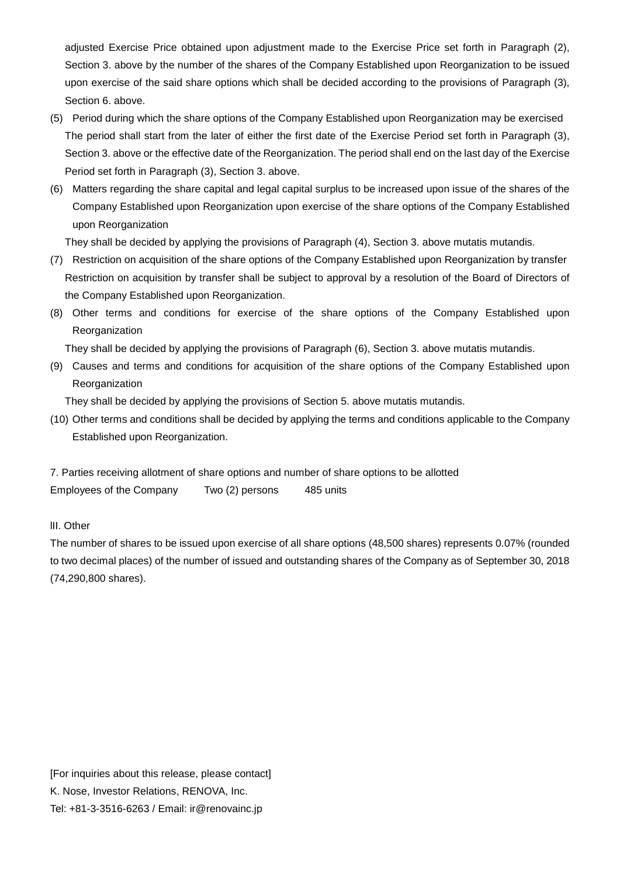adjusted Exercise Price obtained upon adjustment made to the Exercise Price set forth in Paragraph (2), Section 3. above by the number of the shares of the Company Established upon Reorganization to be issued upon exercise of the said share options which shall be decided according to the provisions of Paragraph (3), Section 6. above.

(5) Period during which the share options of the Company Established upon Reorganization may be exercised
The period shall start from the later of either the first date of the Exercise Period set forth in Paragraph (3), Section 3. above or the effective date of the Reorganization. The period shall end on the last day of the Exercise Period set forth in Paragraph (3), Section 3. above.

(6) Matters regarding the share capital and legal capital surplus to be increased upon issue of the shares of the Company Established upon Reorganization upon exercise of the share options of the Company Established upon Reorganization
They shall be decided by applying the provisions of Paragraph (4), Section 3. above mutatis mutandis.

(7) Restriction on acquisition of the share options of the Company Established upon Reorganization by transfer
Restriction on acquisition by transfer shall be subject to approval by a resolution of the Board of Directors of the Company Established upon Reorganization.

(8) Other terms and conditions for exercise of the share options of the Company Established upon Reorganization
They shall be decided by applying the provisions of Paragraph (6), Section 3. above mutatis mutandis.

(9) Causes and terms and conditions for acquisition of the share options of the Company Established upon Reorganization
They shall be decided by applying the provisions of Section 5. above mutatis mutandis.

(10) Other terms and conditions shall be decided by applying the terms and conditions applicable to the Company Established upon Reorganization.

7. Parties receiving allotment of share options and number of share options to be allotted

| | | |
|---|---|---|
| Employees of the Company | Two (2) persons | 485 units |

III. Other

The number of shares to be issued upon exercise of all share options (48,500 shares) represents 0.07% (rounded to two decimal places) of the number of issued and outstanding shares of the Company as of September 30, 2018 (74,290,800 shares).

[For inquiries about this release, please contact]
K. Nose, Investor Relations, RENOVA, Inc.
Tel: +81-3-3516-6263 / Email: ir@renovainc.jp